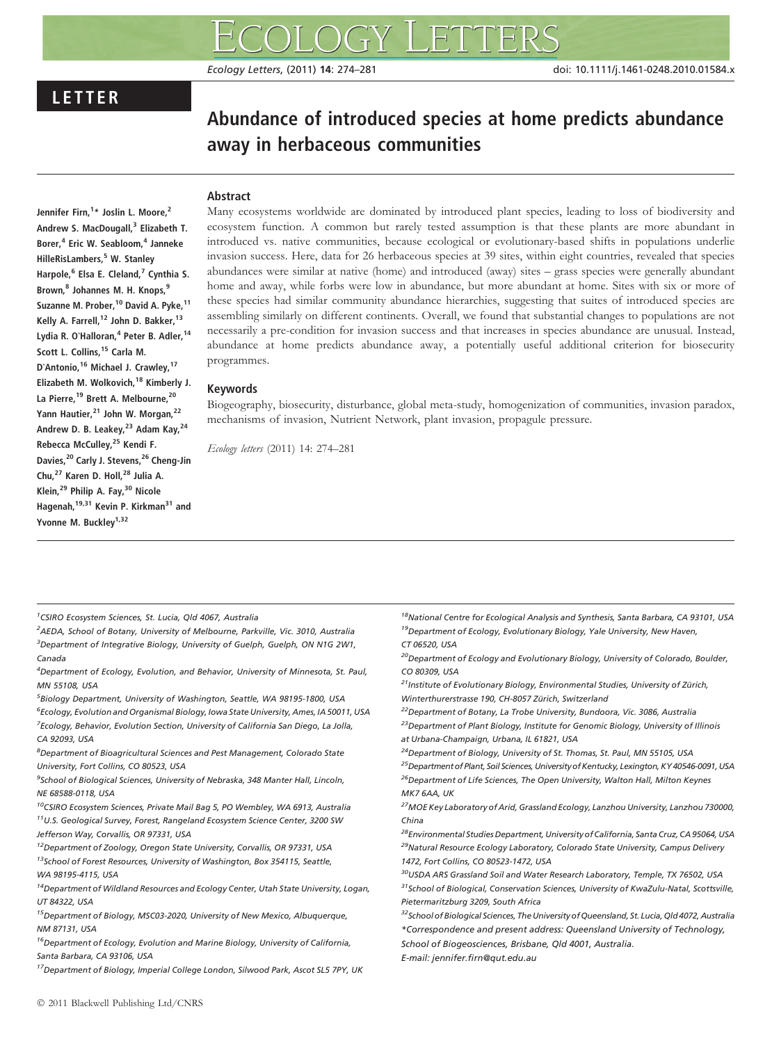LETTER

# Abundance of introduced species at home predicts abundance away in herbaceous communities

Jennifer Firn,[1]* Joslin L. Moore,[2] Andrew S. MacDougall,[3] Elizabeth T. Borer,[4] Eric W. Seabloom,[4] Janneke HilleRisLambers,[5] W. Stanley Harpole,[6] Elsa E. Cleland,[7] Cynthia S. Brown,[8] Johannes M. H. Knops,[9] Suzanne M. Prober,[10] David A. Pyke,[11] Kelly A. Farrell,[12] John D. Bakker,[13] Lydia R. O'Halloran,[4] Peter B. Adler,[14] Scott L. Collins,[15] Carla M. D'Antonio,[16] Michael J. Crawley,[17] Elizabeth M. Wolkovich,[18] Kimberly J. La Pierre,[19] Brett A. Melbourne,[20] Yann Hautier,[21] John W. Morgan,[22] Andrew D. B. Leakey,[23] Adam Kay,[24] Rebecca McCulley,[25] Kendi F. Davies,[20] Carly J. Stevens,[26] Cheng-Jin Chu,[27] Karen D. Holl,[28] Julia A. Klein,[29] Philip A. Fay,[30] Nicole Hagenah,[19,31] Kevin P. Kirkman[31] and Yvonne M. Buckley[1,32]

## Abstract

Many ecosystems worldwide are dominated by introduced plant species, leading to loss of biodiversity and ecosystem function. A common but rarely tested assumption is that these plants are more abundant in introduced vs. native communities, because ecological or evolutionary-based shifts in populations underlie invasion success. Here, data for 26 herbaceous species at 39 sites, within eight countries, revealed that species abundances were similar at native (home) and introduced (away) sites – grass species were generally abundant home and away, while forbs were low in abundance, but more abundant at home. Sites with six or more of these species had similar community abundance hierarchies, suggesting that suites of introduced species are assembling similarly on different continents. Overall, we found that substantial changes to populations are not necessarily a pre-condition for invasion success and that increases in species abundance are unusual. Instead, abundance at home predicts abundance away, a potentially useful additional criterion for biosecurity programmes.

## Keywords

Biogeography, biosecurity, disturbance, global meta-study, homogenization of communities, invasion paradox, mechanisms of invasion, Nutrient Network, plant invasion, propagule pressure.

*Ecology letters* (2011) 14: 274–281

[1]CSIRO Ecosystem Sciences, St. Lucia, Qld 4067, Australia
[2]AEDA, School of Botany, University of Melbourne, Parkville, Vic. 3010, Australia
[3]Department of Integrative Biology, University of Guelph, Guelph, ON N1G 2W1, Canada
[4]Department of Ecology, Evolution, and Behavior, University of Minnesota, St. Paul, MN 55108, USA
[5]Biology Department, University of Washington, Seattle, WA 98195-1800, USA
[6]Ecology, Evolution and Organismal Biology, Iowa State University, Ames, IA 50011, USA
[7]Ecology, Behavior, Evolution Section, University of California San Diego, La Jolla, CA 92093, USA
[8]Department of Bioagricultural Sciences and Pest Management, Colorado State University, Fort Collins, CO 80523, USA
[9]School of Biological Sciences, University of Nebraska, 348 Manter Hall, Lincoln, NE 68588-0118, USA
[10]CSIRO Ecosystem Sciences, Private Mail Bag 5, PO Wembley, WA 6913, Australia
[11]U.S. Geological Survey, Forest, Rangeland Ecosystem Science Center, 3200 SW Jefferson Way, Corvallis, OR 97331, USA
[12]Department of Zoology, Oregon State University, Corvallis, OR 97331, USA
[13]School of Forest Resources, University of Washington, Box 354115, Seattle, WA 98195-4115, USA
[14]Department of Wildland Resources and Ecology Center, Utah State University, Logan, UT 84322, USA
[15]Department of Biology, MSC03-2020, University of New Mexico, Albuquerque, NM 87131, USA
[16]Department of Ecology, Evolution and Marine Biology, University of California, Santa Barbara, CA 93106, USA
[17]Department of Biology, Imperial College London, Silwood Park, Ascot SL5 7PY, UK
[18]National Centre for Ecological Analysis and Synthesis, Santa Barbara, CA 93101, USA
[19]Department of Ecology, Evolutionary Biology, Yale University, New Haven, CT 06520, USA
[20]Department of Ecology and Evolutionary Biology, University of Colorado, Boulder, CO 80309, USA
[21]Institute of Evolutionary Biology, Environmental Studies, University of Zürich, Winterthurerstrasse 190, CH-8057 Zürich, Switzerland
[22]Department of Botany, La Trobe University, Bundoora, Vic. 3086, Australia
[23]Department of Plant Biology, Institute for Genomic Biology, University of Illinois at Urbana-Champaign, Urbana, IL 61821, USA
[24]Department of Biology, University of St. Thomas, St. Paul, MN 55105, USA
[25]Department of Plant, Soil Sciences, University of Kentucky, Lexington, KY 40546-0091, USA
[26]Department of Life Sciences, The Open University, Walton Hall, Milton Keynes MK7 6AA, UK
[27]MOE Key Laboratory of Arid, Grassland Ecology, Lanzhou University, Lanzhou 730000, China
[28]Environmental Studies Department, University of California, Santa Cruz, CA 95064, USA
[29]Natural Resource Ecology Laboratory, Colorado State University, Campus Delivery 1472, Fort Collins, CO 80523-1472, USA
[30]USDA ARS Grassland Soil and Water Research Laboratory, Temple, TX 76502, USA
[31]School of Biological, Conservation Sciences, University of KwaZulu-Natal, Scottsville, Pietermaritzburg 3209, South Africa
[32]School of Biological Sciences, The University of Queensland, St. Lucia, Qld 4072, Australia
*Correspondence and present address: Queensland University of Technology, School of Biogeosciences, Brisbane, Qld 4001, Australia.
E-mail: jennifer.firn@qut.edu.au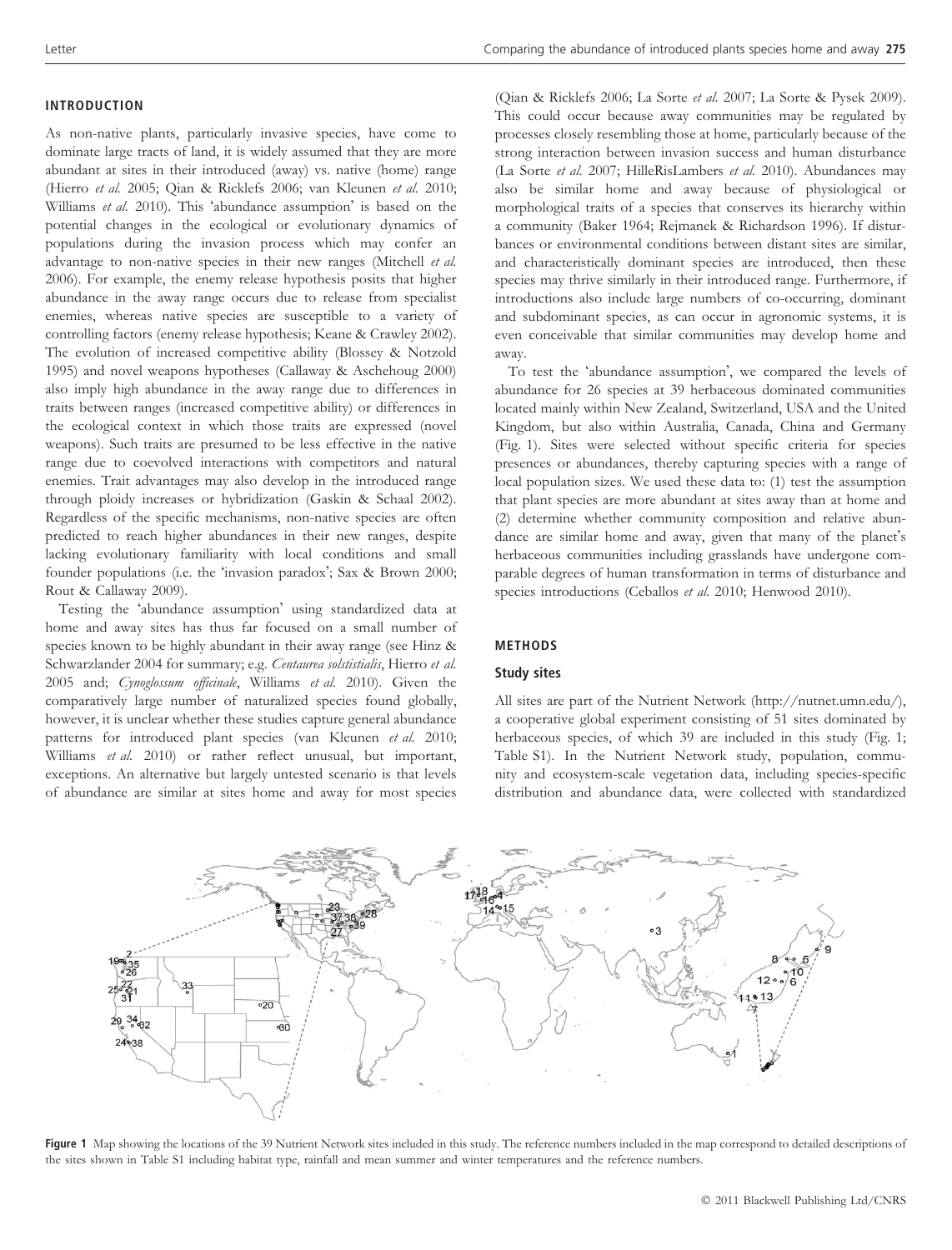## INTRODUCTION

As non-native plants, particularly invasive species, have come to dominate large tracts of land, it is widely assumed that they are more abundant at sites in their introduced (away) vs. native (home) range (Hierro *et al.* 2005; Qian & Ricklefs 2006; van Kleunen *et al.* 2010; Williams *et al.* 2010). This 'abundance assumption' is based on the potential changes in the ecological or evolutionary dynamics of populations during the invasion process which may confer an advantage to non-native species in their new ranges (Mitchell *et al.* 2006). For example, the enemy release hypothesis posits that higher abundance in the away range occurs due to release from specialist enemies, whereas native species are susceptible to a variety of controlling factors (enemy release hypothesis; Keane & Crawley 2002). The evolution of increased competitive ability (Blossey & Notzold 1995) and novel weapons hypotheses (Callaway & Aschehoug 2000) also imply high abundance in the away range due to differences in traits between ranges (increased competitive ability) or differences in the ecological context in which those traits are expressed (novel weapons). Such traits are presumed to be less effective in the native range due to coevolved interactions with competitors and natural enemies. Trait advantages may also develop in the introduced range through ploidy increases or hybridization (Gaskin & Schaal 2002). Regardless of the specific mechanisms, non-native species are often predicted to reach higher abundances in their new ranges, despite lacking evolutionary familiarity with local conditions and small founder populations (i.e. the 'invasion paradox'; Sax & Brown 2000; Rout & Callaway 2009).

Testing the 'abundance assumption' using standardized data at home and away sites has thus far focused on a small number of species known to be highly abundant in their away range (see Hinz & Schwarzlander 2004 for summary; e.g. *Centaurea solstistialis*, Hierro *et al.* 2005 and; *Cynoglossum officinale*, Williams *et al.* 2010). Given the comparatively large number of naturalized species found globally, however, it is unclear whether these studies capture general abundance patterns for introduced plant species (van Kleunen *et al.* 2010; Williams *et al.* 2010) or rather reflect unusual, but important, exceptions. An alternative but largely untested scenario is that levels of abundance are similar at sites home and away for most species (Qian & Ricklefs 2006; La Sorte *et al.* 2007; La Sorte & Pysek 2009). This could occur because away communities may be regulated by processes closely resembling those at home, particularly because of the strong interaction between invasion success and human disturbance (La Sorte *et al.* 2007; HilleRisLambers *et al.* 2010). Abundances may also be similar home and away because of physiological or morphological traits of a species that conserves its hierarchy within a community (Baker 1964; Rejmanek & Richardson 1996). If disturbances or environmental conditions between distant sites are similar, and characteristically dominant species are introduced, then these species may thrive similarly in their introduced range. Furthermore, if introductions also include large numbers of co-occurring, dominant and subdominant species, as can occur in agronomic systems, it is even conceivable that similar communities may develop home and away.

To test the 'abundance assumption', we compared the levels of abundance for 26 species at 39 herbaceous dominated communities located mainly within New Zealand, Switzerland, USA and the United Kingdom, but also within Australia, Canada, China and Germany (Fig. 1). Sites were selected without specific criteria for species presences or abundances, thereby capturing species with a range of local population sizes. We used these data to: (1) test the assumption that plant species are more abundant at sites away than at home and (2) determine whether community composition and relative abundance are similar home and away, given that many of the planet's herbaceous communities including grasslands have undergone comparable degrees of human transformation in terms of disturbance and species introductions (Ceballos *et al.* 2010; Henwood 2010).

## METHODS

### Study sites

All sites are part of the Nutrient Network (http://nutnet.umn.edu/), a cooperative global experiment consisting of 51 sites dominated by herbaceous species, of which 39 are included in this study (Fig. 1; Table S1). In the Nutrient Network study, population, community and ecosystem-scale vegetation data, including species-specific distribution and abundance data, were collected with standardized

**Figure 1** Map showing the locations of the 39 Nutrient Network sites included in this study. The reference numbers included in the map correspond to detailed descriptions of the sites shown in Table S1 including habitat type, rainfall and mean summer and winter temperatures and the reference numbers.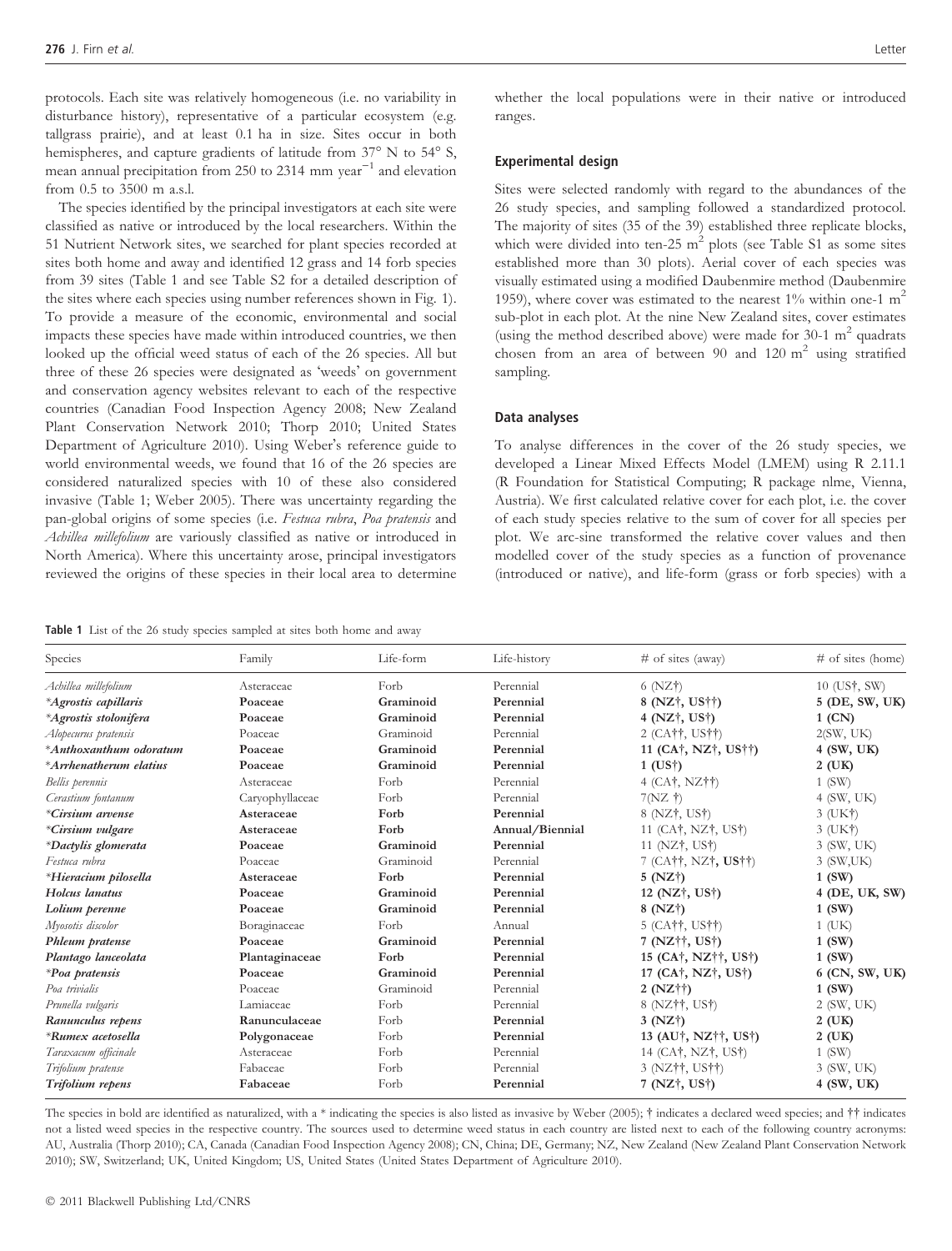protocols. Each site was relatively homogeneous (i.e. no variability in disturbance history), representative of a particular ecosystem (e.g. tallgrass prairie), and at least 0.1 ha in size. Sites occur in both hemispheres, and capture gradients of latitude from 37° N to 54° S, mean annual precipitation from 250 to 2314 mm year$^{-1}$ and elevation from 0.5 to 3500 m a.s.l.

The species identified by the principal investigators at each site were classified as native or introduced by the local researchers. Within the 51 Nutrient Network sites, we searched for plant species recorded at sites both home and away and identified 12 grass and 14 forb species from 39 sites (Table 1 and see Table S2 for a detailed description of the sites where each species using number references shown in Fig. 1). To provide a measure of the economic, environmental and social impacts these species have made within introduced countries, we then looked up the official weed status of each of the 26 species. All but three of these 26 species were designated as 'weeds' on government and conservation agency websites relevant to each of the respective countries (Canadian Food Inspection Agency 2008; New Zealand Plant Conservation Network 2010; Thorp 2010; United States Department of Agriculture 2010). Using Weber's reference guide to world environmental weeds, we found that 16 of the 26 species are considered naturalized species with 10 of these also considered invasive (Table 1; Weber 2005). There was uncertainty regarding the pan-global origins of some species (i.e. *Festuca rubra*, *Poa pratensis* and *Achillea millefolium* are variously classified as native or introduced in North America). Where this uncertainty arose, principal investigators reviewed the origins of these species in their local area to determine whether the local populations were in their native or introduced ranges.

### Experimental design

Sites were selected randomly with regard to the abundances of the 26 study species, and sampling followed a standardized protocol. The majority of sites (35 of the 39) established three replicate blocks, which were divided into ten-25 m$^2$ plots (see Table S1 as some sites established more than 30 plots). Aerial cover of each species was visually estimated using a modified Daubenmire method (Daubenmire 1959), where cover was estimated to the nearest 1% within one-1 m$^2$ sub-plot in each plot. At the nine New Zealand sites, cover estimates (using the method described above) were made for 30-1 m$^2$ quadrats chosen from an area of between 90 and 120 m$^2$ using stratified sampling.

### Data analyses

To analyse differences in the cover of the 26 study species, we developed a Linear Mixed Effects Model (LMEM) using R 2.11.1 (R Foundation for Statistical Computing; R package nlme, Vienna, Austria). We first calculated relative cover for each plot, i.e. the cover of each study species relative to the sum of cover for all species per plot. We arc-sine transformed the relative cover values and then modelled cover of the study species as a function of provenance (introduced or native), and life-form (grass or forb species) with a

**Table 1** List of the 26 study species sampled at sites both home and away

| Species | Family | Life-form | Life-history | # of sites (away) | # of sites (home) |
|---|---|---|---|---|---|
| *Achillea millefolium* | Asteraceae | Forb | Perennial | 6 (NZ†) | 10 (US†, SW) |
| ***Agrostis capillaris** | **Poaceae** | **Graminoid** | **Perennial** | **8 (NZ†, US††)** | **5 (DE, SW, UK)** |
| ***Agrostis stolonifera** | **Poaceae** | **Graminoid** | **Perennial** | **4 (NZ†, US†)** | **1 (CN)** |
| *Alopecurus pratensis* | Poaceae | Graminoid | Perennial | 2 (CA††, US††) | 2(SW, UK) |
| ***Anthoxanthum odoratum** | **Poaceae** | **Graminoid** | **Perennial** | **11 (CA†, NZ†, US††)** | **4 (SW, UK)** |
| ***Arrhenatherum elatius** | **Poaceae** | **Graminoid** | **Perennial** | **1 (US†)** | **2 (UK)** |
| *Bellis perennis* | Asteraceae | Forb | Perennial | 4 (CA†, NZ††) | 1 (SW) |
| *Cerastium fontanum* | Caryophyllaceae | Forb | Perennial | 7(NZ †) | 4 (SW, UK) |
| ***Cirsium arvense** | **Asteraceae** | **Forb** | **Perennial** | **8 (NZ†, US†)** | **3 (UK†)** |
| ***Cirsium vulgare** | **Asteraceae** | **Forb** | **Annual/Biennial** | **11 (CA†, NZ†, US†)** | **3 (UK†)** |
| ***Dactylis glomerata** | **Poaceae** | **Graminoid** | **Perennial** | **11 (NZ†, US†)** | **3 (SW, UK)** |
| *Festuca rubra* | Poaceae | Graminoid | Perennial | 7 (CA††, NZ†, **US††**) | 3 (SW,UK) |
| ***Hieracium pilosella** | **Asteraceae** | **Forb** | **Perennial** | **5 (NZ†)** | **1 (SW)** |
| **Holcus lanatus** | **Poaceae** | **Graminoid** | **Perennial** | **12 (NZ†, US†)** | **4 (DE, UK, SW)** |
| **Lolium perenne** | **Poaceae** | **Graminoid** | **Perennial** | **8 (NZ†)** | **1 (SW)** |
| *Myosotis discolor* | Boraginaceae | Forb | Annual | 5 (CA††, US††) | 1 (UK) |
| **Phleum pratense** | **Poaceae** | **Graminoid** | **Perennial** | **7 (NZ††, US†)** | **1 (SW)** |
| **Plantago lanceolata** | **Plantaginaceae** | **Forb** | **Perennial** | **15 (CA†, NZ††, US†)** | **1 (SW)** |
| ***Poa pratensis** | **Poaceae** | **Graminoid** | **Perennial** | **17 (CA†, NZ†, US†)** | **6 (CN, SW, UK)** |
| *Poa trivialis* | Poaceae | Graminoid | Perennial | 2 (NZ††) | 1 (SW) |
| *Prunella vulgaris* | Lamiaceae | Forb | Perennial | 8 (NZ††, US†) | 2 (SW, UK) |
| **Ranunculus repens** | **Ranunculaceae** | Forb | **Perennial** | **3 (NZ†)** | **2 (UK)** |
| ***Rumex acetosella** | **Polygonaceae** | Forb | **Perennial** | **13 (AU†, NZ††, US†)** | **2 (UK)** |
| *Taraxacum officinale* | Asteraceae | Forb | Perennial | 14 (CA†, NZ†, US†) | 1 (SW) |
| *Trifolium pratense* | Fabaceae | Forb | Perennial | 3 (NZ††, US††) | 3 (SW, UK) |
| **Trifolium repens** | **Fabaceae** | Forb | **Perennial** | **7 (NZ†, US†)** | **4 (SW, UK)** |

The species in bold are identified as naturalized, with a * indicating the species is also listed as invasive by Weber (2005); † indicates a declared weed species; and †† indicates not a listed weed species in the respective country. The sources used to determine weed status in each country are listed next to each of the following country acronyms: AU, Australia (Thorp 2010); CA, Canada (Canadian Food Inspection Agency 2008); CN, China; DE, Germany; NZ, New Zealand (New Zealand Plant Conservation Network 2010); SW, Switzerland; UK, United Kingdom; US, United States (United States Department of Agriculture 2010).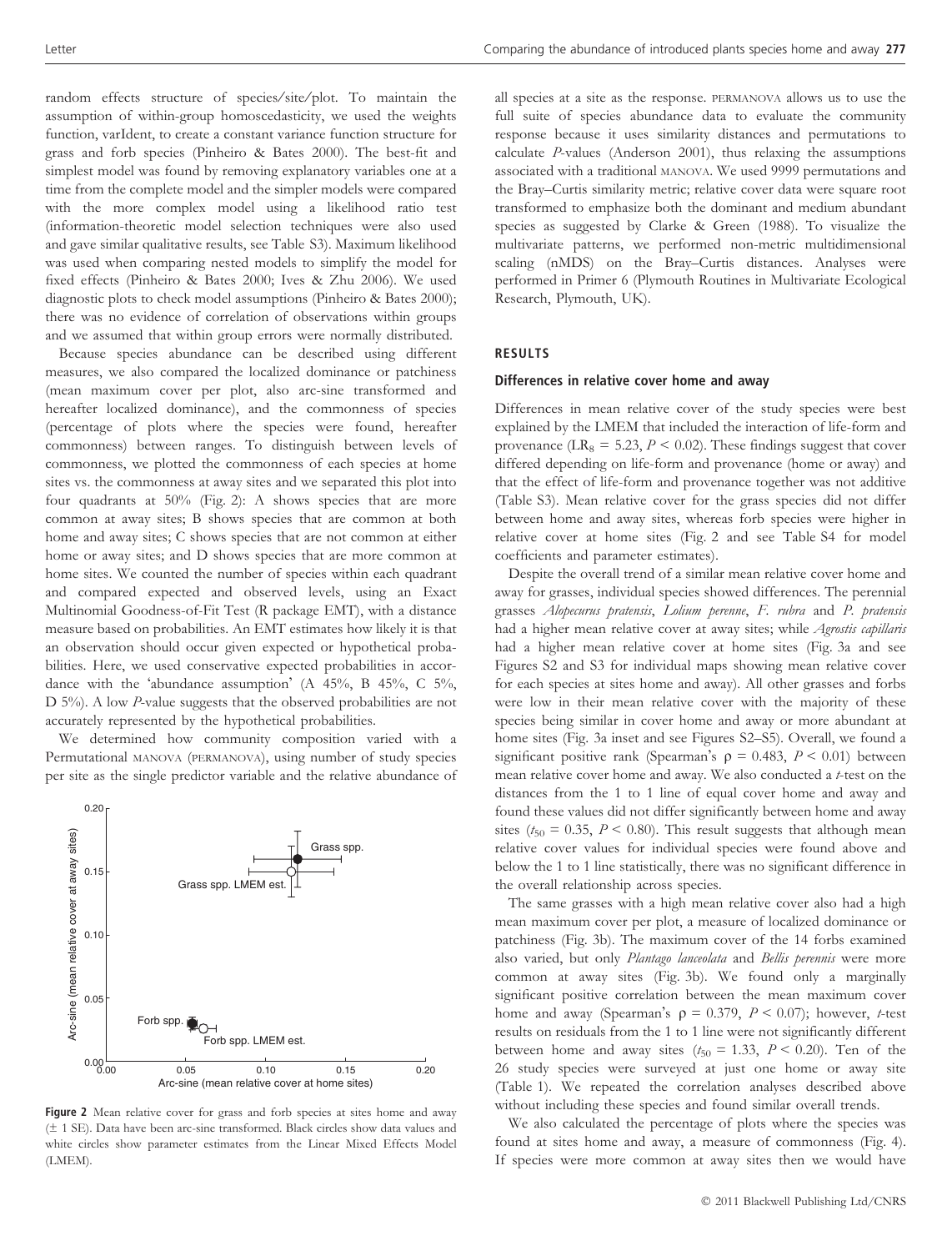random effects structure of species/site/plot. To maintain the assumption of within-group homoscedasticity, we used the weights function, varIdent, to create a constant variance function structure for grass and forb species (Pinheiro & Bates 2000). The best-fit and simplest model was found by removing explanatory variables one at a time from the complete model and the simpler models were compared with the more complex model using a likelihood ratio test (information-theoretic model selection techniques were also used and gave similar qualitative results, see Table S3). Maximum likelihood was used when comparing nested models to simplify the model for fixed effects (Pinheiro & Bates 2000; Ives & Zhu 2006). We used diagnostic plots to check model assumptions (Pinheiro & Bates 2000); there was no evidence of correlation of observations within groups and we assumed that within group errors were normally distributed.

Because species abundance can be described using different measures, we also compared the localized dominance or patchiness (mean maximum cover per plot, also arc-sine transformed and hereafter localized dominance), and the commonness of species (percentage of plots where the species were found, hereafter commonness) between ranges. To distinguish between levels of commonness, we plotted the commonness of each species at home sites vs. the commonness at away sites and we separated this plot into four quadrants at 50% (Fig. 2): A shows species that are more common at away sites; B shows species that are common at both home and away sites; C shows species that are not common at either home or away sites; and D shows species that are more common at home sites. We counted the number of species within each quadrant and compared expected and observed levels, using an Exact Multinomial Goodness-of-Fit Test (R package EMT), with a distance measure based on probabilities. An EMT estimates how likely it is that an observation should occur given expected or hypothetical probabilities. Here, we used conservative expected probabilities in accordance with the 'abundance assumption' (A 45%, B 45%, C 5%, D 5%). A low *P*-value suggests that the observed probabilities are not accurately represented by the hypothetical probabilities.

We determined how community composition varied with a Permutational MANOVA (PERMANOVA), using number of study species per site as the single predictor variable and the relative abundance of all species at a site as the response. PERMANOVA allows us to use the full suite of species abundance data to evaluate the community response because it uses similarity distances and permutations to calculate *P*-values (Anderson 2001), thus relaxing the assumptions associated with a traditional MANOVA. We used 9999 permutations and the Bray–Curtis similarity metric; relative cover data were square root transformed to emphasize both the dominant and medium abundant species as suggested by Clarke & Green (1988). To visualize the multivariate patterns, we performed non-metric multidimensional scaling (nMDS) on the Bray–Curtis distances. Analyses were performed in Primer 6 (Plymouth Routines in Multivariate Ecological Research, Plymouth, UK).

**Figure 2** Mean relative cover for grass and forb species at sites home and away (± 1 SE). Data have been arc-sine transformed. Black circles show data values and white circles show parameter estimates from the Linear Mixed Effects Model (LMEM).

## RESULTS

### Differences in relative cover home and away

Differences in mean relative cover of the study species were best explained by the LMEM that included the interaction of life-form and provenance ($LR_8 = 5.23$, $P < 0.02$). These findings suggest that cover differed depending on life-form and provenance (home or away) and that the effect of life-form and provenance together was not additive (Table S3). Mean relative cover for the grass species did not differ between home and away sites, whereas forb species were higher in relative cover at home sites (Fig. 2 and see Table S4 for model coefficients and parameter estimates).

Despite the overall trend of a similar mean relative cover home and away for grasses, individual species showed differences. The perennial grasses *Alopecurus pratensis*, *Lolium perenne*, *F. rubra* and *P. pratensis* had a higher mean relative cover at away sites; while *Agrostis capillaris* had a higher mean relative cover at home sites (Fig. 3a and see Figures S2 and S3 for individual maps showing mean relative cover for each species at sites home and away). All other grasses and forbs were low in their mean relative cover with the majority of these species being similar in cover home and away or more abundant at home sites (Fig. 3a inset and see Figures S2–S5). Overall, we found a significant positive rank (Spearman's $\rho = 0.483$, $P < 0.01$) between mean relative cover home and away. We also conducted a *t*-test on the distances from the 1 to 1 line of equal cover home and away and found these values did not differ significantly between home and away sites ($t_{50} = 0.35$, $P < 0.80$). This result suggests that although mean relative cover values for individual species were found above and below the 1 to 1 line statistically, there was no significant difference in the overall relationship across species.

The same grasses with a high mean relative cover also had a high mean maximum cover per plot, a measure of localized dominance or patchiness (Fig. 3b). The maximum cover of the 14 forbs examined also varied, but only *Plantago lanceolata* and *Bellis perennis* were more common at away sites (Fig. 3b). We found only a marginally significant positive correlation between the mean maximum cover home and away (Spearman's $\rho = 0.379$, $P < 0.07$); however, *t*-test results on residuals from the 1 to 1 line were not significantly different between home and away sites ($t_{50} = 1.33$, $P < 0.20$). Ten of the 26 study species were surveyed at just one home or away site (Table 1). We repeated the correlation analyses described above without including these species and found similar overall trends.

We also calculated the percentage of plots where the species was found at sites home and away, a measure of commonness (Fig. 4). If species were more common at away sites then we would have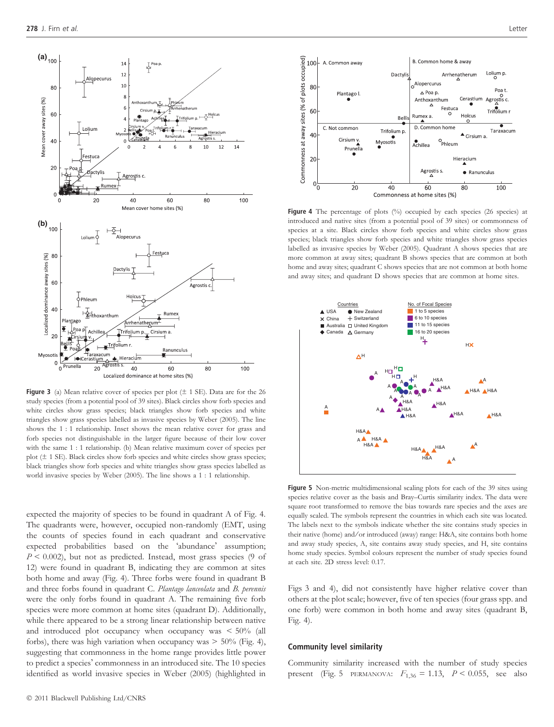**Figure 3** (a) Mean relative cover of species per plot (± 1 SE). Data are for the 26 study species (from a potential pool of 39 sites). Black circles show forb species and white circles show grass species; black triangles show forb species and white triangles show grass species labelled as invasive species by Weber (2005). The line shows the 1 : 1 relationship. Inset shows the mean relative cover for grass and forb species not distinguishable in the larger figure because of their low cover with the same 1 : 1 relationship. (b) Mean relative maximum cover of species per plot (± 1 SE). Black circles show forb species and white circles show grass species; black triangles show forb species and white triangles show grass species labelled as world invasive species by Weber (2005). The line shows a 1 : 1 relationship.

**Figure 4** The percentage of plots (%) occupied by each species (26 species) at introduced and native sites (from a potential pool of 39 sites) or commonness of species at a site. Black circles show forb species and white circles show grass species; black triangles show forb species and white triangles show grass species labelled as invasive species by Weber (2005). Quadrant A shows species that are more common at away sites; quadrant B shows species that are common at both home and away sites; quadrant C shows species that are not common at both home and away sites; and quadrant D shows species that are common at home sites.

**Figure 5** Non-metric multidimensional scaling plots for each of the 39 sites using species relative cover as the basis and Bray–Curtis similarity index. The data were square root transformed to remove the bias towards rare species and the axes are equally scaled. The symbols represent the countries in which each site was located. The labels next to the symbols indicate whether the site contains study species in their native (home) and/or introduced (away) range: H&A, site contains both home and away study species, A, site contains away study species, and H, site contains home study species. Symbol colours represent the number of study species found at each site. 2D stress level: 0.17.

expected the majority of species to be found in quadrant A of Fig. 4. The quadrants were, however, occupied non-randomly (EMT, using the counts of species found in each quadrant and conservative expected probabilities based on the 'abundance' assumption; $P < 0.002$), but not as predicted. Instead, most grass species (9 of 12) were found in quadrant B, indicating they are common at sites both home and away (Fig. 4). Three forbs were found in quadrant B and three forbs found in quadrant C. *Plantago lanceolata* and *B. perennis* were the only forbs found in quadrant A. The remaining five forb species were more common at home sites (quadrant D). Additionally, while there appeared to be a strong linear relationship between native and introduced plot occupancy when occupancy was < 50% (all forbs), there was high variation when occupancy was > 50% (Fig. 4), suggesting that commonness in the home range provides little power to predict a species' commonness in an introduced site. The 10 species identified as world invasive species in Weber (2005) (highlighted in Figs 3 and 4), did not consistently have higher relative cover than others at the plot scale; however, five of ten species (four grass spp. and one forb) were common in both home and away sites (quadrant B, Fig. 4).

## Community level similarity

Community similarity increased with the number of study species present (Fig. 5 PERMANOVA: $F_{1,36} = 1.13$, $P < 0.055$, see also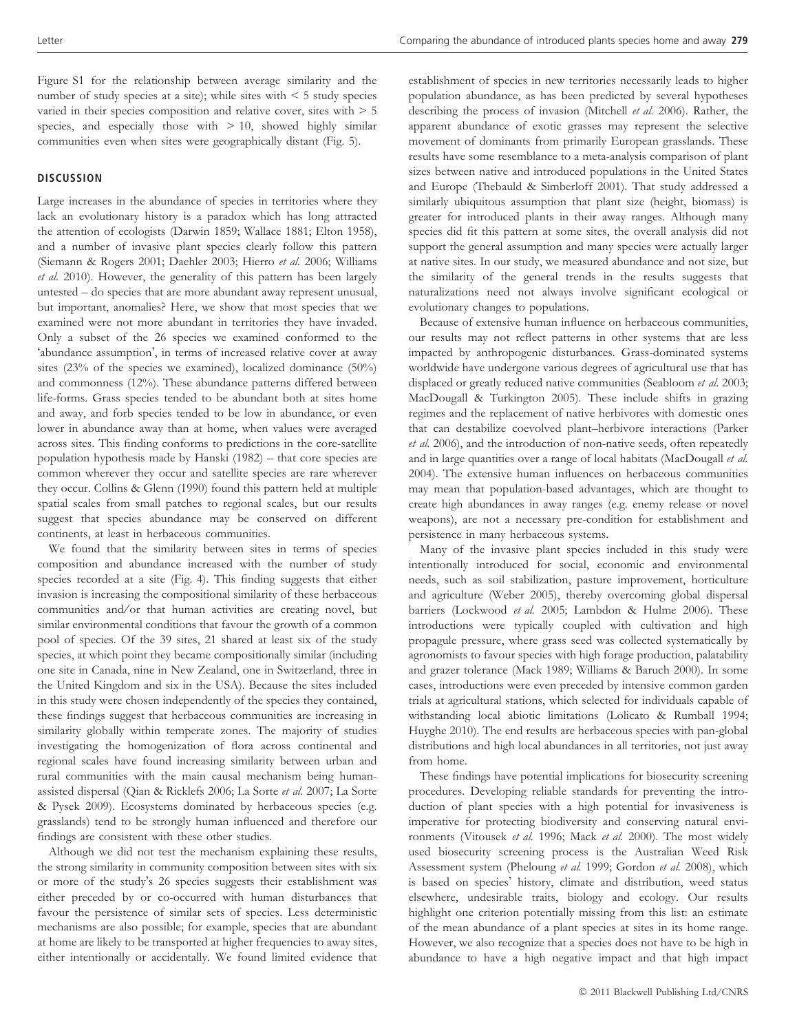Figure S1 for the relationship between average similarity and the number of study species at a site); while sites with < 5 study species varied in their species composition and relative cover, sites with > 5 species, and especially those with > 10, showed highly similar communities even when sites were geographically distant (Fig. 5).

## DISCUSSION

Large increases in the abundance of species in territories where they lack an evolutionary history is a paradox which has long attracted the attention of ecologists (Darwin 1859; Wallace 1881; Elton 1958), and a number of invasive plant species clearly follow this pattern (Siemann & Rogers 2001; Daehler 2003; Hierro *et al.* 2006; Williams *et al.* 2010). However, the generality of this pattern has been largely untested – do species that are more abundant away represent unusual, but important, anomalies? Here, we show that most species that we examined were not more abundant in territories they have invaded. Only a subset of the 26 species we examined conformed to the 'abundance assumption', in terms of increased relative cover at away sites (23% of the species we examined), localized dominance (50%) and commonness (12%). These abundance patterns differed between life-forms. Grass species tended to be abundant both at sites home and away, and forb species tended to be low in abundance, or even lower in abundance away than at home, when values were averaged across sites. This finding conforms to predictions in the core-satellite population hypothesis made by Hanski (1982) – that core species are common wherever they occur and satellite species are rare wherever they occur. Collins & Glenn (1990) found this pattern held at multiple spatial scales from small patches to regional scales, but our results suggest that species abundance may be conserved on different continents, at least in herbaceous communities.

We found that the similarity between sites in terms of species composition and abundance increased with the number of study species recorded at a site (Fig. 4). This finding suggests that either invasion is increasing the compositional similarity of these herbaceous communities and/or that human activities are creating novel, but similar environmental conditions that favour the growth of a common pool of species. Of the 39 sites, 21 shared at least six of the study species, at which point they became compositionally similar (including one site in Canada, nine in New Zealand, one in Switzerland, three in the United Kingdom and six in the USA). Because the sites included in this study were chosen independently of the species they contained, these findings suggest that herbaceous communities are increasing in similarity globally within temperate zones. The majority of studies investigating the homogenization of flora across continental and regional scales have found increasing similarity between urban and rural communities with the main causal mechanism being human-assisted dispersal (Qian & Ricklefs 2006; La Sorte *et al.* 2007; La Sorte & Pysek 2009). Ecosystems dominated by herbaceous species (e.g. grasslands) tend to be strongly human influenced and therefore our findings are consistent with these other studies.

Although we did not test the mechanism explaining these results, the strong similarity in community composition between sites with six or more of the study's 26 species suggests their establishment was either preceded by or co-occurred with human disturbances that favour the persistence of similar sets of species. Less deterministic mechanisms are also possible; for example, species that are abundant at home are likely to be transported at higher frequencies to away sites, either intentionally or accidentally. We found limited evidence that establishment of species in new territories necessarily leads to higher population abundance, as has been predicted by several hypotheses describing the process of invasion (Mitchell *et al.* 2006). Rather, the apparent abundance of exotic grasses may represent the selective movement of dominants from primarily European grasslands. These results have some resemblance to a meta-analysis comparison of plant sizes between native and introduced populations in the United States and Europe (Thebauld & Simberloff 2001). That study addressed a similarly ubiquitous assumption that plant size (height, biomass) is greater for introduced plants in their away ranges. Although many species did fit this pattern at some sites, the overall analysis did not support the general assumption and many species were actually larger at native sites. In our study, we measured abundance and not size, but the similarity of the general trends in the results suggests that naturalizations need not always involve significant ecological or evolutionary changes to populations.

Because of extensive human influence on herbaceous communities, our results may not reflect patterns in other systems that are less impacted by anthropogenic disturbances. Grass-dominated systems worldwide have undergone various degrees of agricultural use that has displaced or greatly reduced native communities (Seabloom *et al.* 2003; MacDougall & Turkington 2005). These include shifts in grazing regimes and the replacement of native herbivores with domestic ones that can destabilize coevolved plant–herbivore interactions (Parker *et al.* 2006), and the introduction of non-native seeds, often repeatedly and in large quantities over a range of local habitats (MacDougall *et al.* 2004). The extensive human influences on herbaceous communities may mean that population-based advantages, which are thought to create high abundances in away ranges (e.g. enemy release or novel weapons), are not a necessary pre-condition for establishment and persistence in many herbaceous systems.

Many of the invasive plant species included in this study were intentionally introduced for social, economic and environmental needs, such as soil stabilization, pasture improvement, horticulture and agriculture (Weber 2005), thereby overcoming global dispersal barriers (Lockwood *et al.* 2005; Lambdon & Hulme 2006). These introductions were typically coupled with cultivation and high propagule pressure, where grass seed was collected systematically by agronomists to favour species with high forage production, palatability and grazer tolerance (Mack 1989; Williams & Baruch 2000). In some cases, introductions were even preceded by intensive common garden trials at agricultural stations, which selected for individuals capable of withstanding local abiotic limitations (Lolicato & Rumball 1994; Huyghe 2010). The end results are herbaceous species with pan-global distributions and high local abundances in all territories, not just away from home.

These findings have potential implications for biosecurity screening procedures. Developing reliable standards for preventing the introduction of plant species with a high potential for invasiveness is imperative for protecting biodiversity and conserving natural environments (Vitousek *et al.* 1996; Mack *et al.* 2000). The most widely used biosecurity screening process is the Australian Weed Risk Assessment system (Pheloung *et al.* 1999; Gordon *et al.* 2008), which is based on species' history, climate and distribution, weed status elsewhere, undesirable traits, biology and ecology. Our results highlight one criterion potentially missing from this list: an estimate of the mean abundance of a plant species at sites in its home range. However, we also recognize that a species does not have to be high in abundance to have a high negative impact and that high impact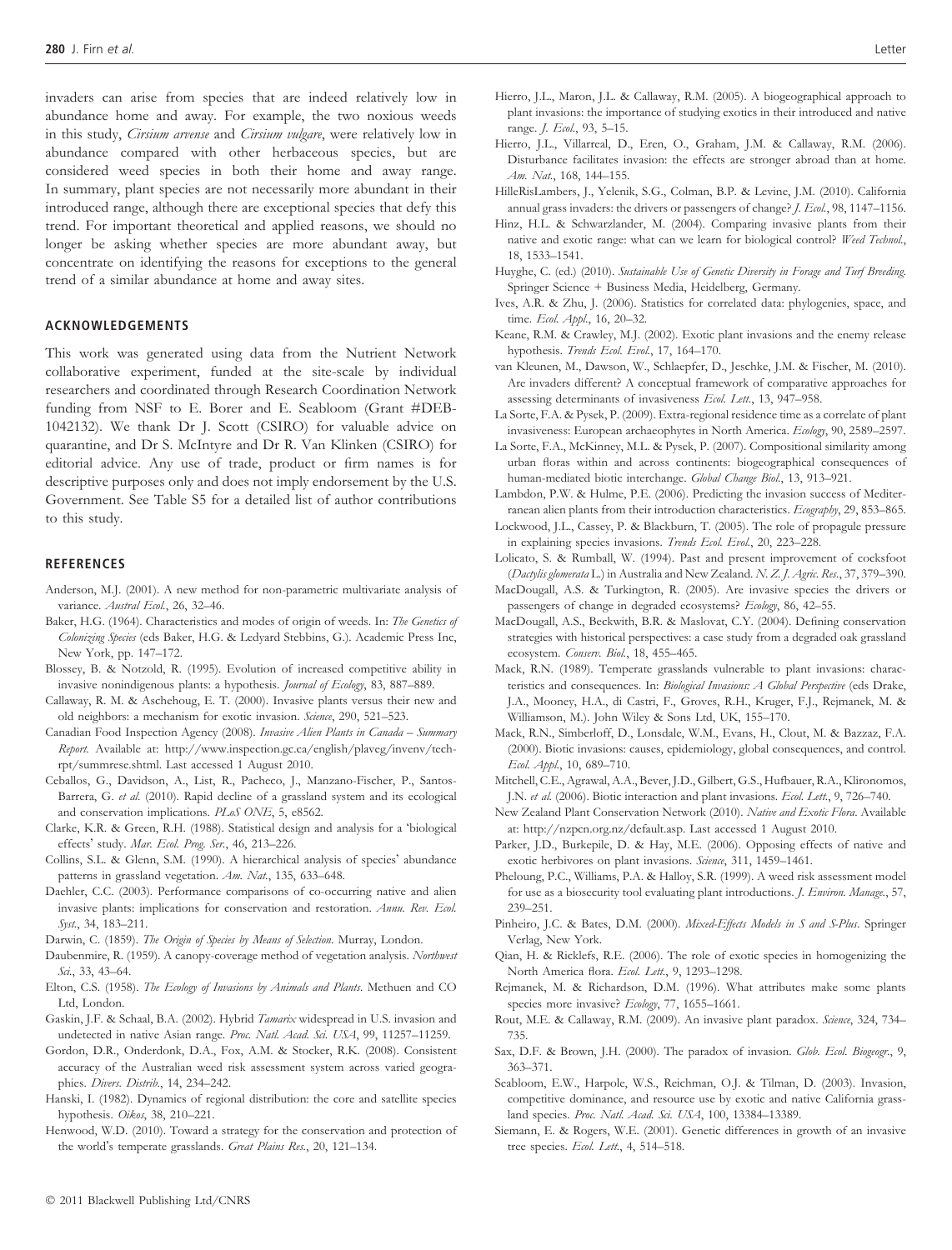invaders can arise from species that are indeed relatively low in abundance home and away. For example, the two noxious weeds in this study, *Cirsium arvense* and *Cirsium vulgare*, were relatively low in abundance compared with other herbaceous species, but are considered weed species in both their home and away range. In summary, plant species are not necessarily more abundant in their introduced range, although there are exceptional species that defy this trend. For important theoretical and applied reasons, we should no longer be asking whether species are more abundant away, but concentrate on identifying the reasons for exceptions to the general trend of a similar abundance at home and away sites.

## ACKNOWLEDGEMENTS

This work was generated using data from the Nutrient Network collaborative experiment, funded at the site-scale by individual researchers and coordinated through Research Coordination Network funding from NSF to E. Borer and E. Seabloom (Grant #DEB-1042132). We thank Dr J. Scott (CSIRO) for valuable advice on quarantine, and Dr S. McIntyre and Dr R. Van Klinken (CSIRO) for editorial advice. Any use of trade, product or firm names is for descriptive purposes only and does not imply endorsement by the U.S. Government. See Table S5 for a detailed list of author contributions to this study.

## REFERENCES

Anderson, M.J. (2001). A new method for non-parametric multivariate analysis of variance. *Austral Ecol.*, 26, 32–46.

Baker, H.G. (1964). Characteristics and modes of origin of weeds. In: *The Genetics of Colonizing Species* (eds Baker, H.G. & Ledyard Stebbins, G.). Academic Press Inc, New York, pp. 147–172.

Blossey, B. & Notzold, R. (1995). Evolution of increased competitive ability in invasive nonindigenous plants: a hypothesis. *Journal of Ecology*, 83, 887–889.

Callaway, R. M. & Aschehoug, E. T. (2000). Invasive plants versus their new and old neighbors: a mechanism for exotic invasion. *Science*, 290, 521–523.

Canadian Food Inspection Agency (2008). *Invasive Alien Plants in Canada – Summary Report.* Available at: http://www.inspection.gc.ca/english/plaveg/invenv/techrpt/summrese.shtml. Last accessed 1 August 2010.

Ceballos, G., Davidson, A., List, R., Pacheco, J., Manzano-Fischer, P., Santos-Barrera, G. *et al.* (2010). Rapid decline of a grassland system and its ecological and conservation implications. *PLoS ONE*, 5, e8562.

Clarke, K.R. & Green, R.H. (1988). Statistical design and analysis for a 'biological effects' study. *Mar. Ecol. Prog. Ser.*, 46, 213–226.

Collins, S.L. & Glenn, S.M. (1990). A hierarchical analysis of species' abundance patterns in grassland vegetation. *Am. Nat.*, 135, 633–648.

Daehler, C.C. (2003). Performance comparisons of co-occurring native and alien invasive plants: implications for conservation and restoration. *Annu. Rev. Ecol. Syst.*, 34, 183–211.

Darwin, C. (1859). *The Origin of Species by Means of Selection*. Murray, London.

Daubenmire, R. (1959). A canopy-coverage method of vegetation analysis. *Northwest Sci.*, 33, 43–64.

Elton, C.S. (1958). *The Ecology of Invasions by Animals and Plants*. Methuen and CO Ltd, London.

Gaskin, J.F. & Schaal, B.A. (2002). Hybrid *Tamarix* widespread in U.S. invasion and undetected in native Asian range. *Proc. Natl. Acad. Sci. USA*, 99, 11257–11259.

Gordon, D.R., Onderdonk, D.A., Fox, A.M. & Stocker, R.K. (2008). Consistent accuracy of the Australian weed risk assessment system across varied geographies. *Divers. Distrib.*, 14, 234–242.

Hanski, I. (1982). Dynamics of regional distribution: the core and satellite species hypothesis. *Oikos*, 38, 210–221.

Henwood, W.D. (2010). Toward a strategy for the conservation and protection of the world's temperate grasslands. *Great Plains Res.*, 20, 121–134.

Hierro, J.L., Maron, J.L. & Callaway, R.M. (2005). A biogeographical approach to plant invasions: the importance of studying exotics in their introduced and native range. *J. Ecol.*, 93, 5–15.

Hierro, J.L., Villarreal, D., Eren, O., Graham, J.M. & Callaway, R.M. (2006). Disturbance facilitates invasion: the effects are stronger abroad than at home. *Am. Nat.*, 168, 144–155.

HilleRisLambers, J., Yelenik, S.G., Colman, B.P. & Levine, J.M. (2010). California annual grass invaders: the drivers or passengers of change? *J. Ecol.*, 98, 1147–1156.

Hinz, H.L. & Schwarzlander, M. (2004). Comparing invasive plants from their native and exotic range: what can we learn for biological control? *Weed Technol.*, 18, 1533–1541.

Huyghe, C. (ed.) (2010). *Sustainable Use of Genetic Diversity in Forage and Turf Breeding.* Springer Science + Business Media, Heidelberg, Germany.

Ives, A.R. & Zhu, J. (2006). Statistics for correlated data: phylogenies, space, and time. *Ecol. Appl.*, 16, 20–32.

Keane, R.M. & Crawley, M.J. (2002). Exotic plant invasions and the enemy release hypothesis. *Trends Ecol. Evol.*, 17, 164–170.

van Kleunen, M., Dawson, W., Schlaepfer, D., Jeschke, J.M. & Fischer, M. (2010). Are invaders different? A conceptual framework of comparative approaches for assessing determinants of invasiveness *Ecol. Lett.*, 13, 947–958.

La Sorte, F.A. & Pysek, P. (2009). Extra-regional residence time as a correlate of plant invasiveness: European archaeophytes in North America. *Ecology*, 90, 2589–2597.

La Sorte, F.A., McKinney, M.L. & Pysek, P. (2007). Compositional similarity among urban floras within and across continents: biogeographical consequences of human-mediated biotic interchange. *Global Change Biol.*, 13, 913–921.

Lambdon, P.W. & Hulme, P.E. (2006). Predicting the invasion success of Mediterranean alien plants from their introduction characteristics. *Ecography*, 29, 853–865.

Lockwood, J.L., Cassey, P. & Blackburn, T. (2005). The role of propagule pressure in explaining species invasions. *Trends Ecol. Evol.*, 20, 223–228.

Lolicato, S. & Rumball, W. (1994). Past and present improvement of cocksfoot (*Dactylis glomerata* L.) in Australia and New Zealand. *N. Z. J. Agric. Res.*, 37, 379–390.

MacDougall, A.S. & Turkington, R. (2005). Are invasive species the drivers or passengers of change in degraded ecosystems? *Ecology*, 86, 42–55.

MacDougall, A.S., Beckwith, B.R. & Maslovat, C.Y. (2004). Defining conservation strategies with historical perspectives: a case study from a degraded oak grassland ecosystem. *Conserv. Biol.*, 18, 455–465.

Mack, R.N. (1989). Temperate grasslands vulnerable to plant invasions: characteristics and consequences. In: *Biological Invasions: A Global Perspective* (eds Drake, J.A., Mooney, H.A., di Castri, F., Groves, R.H., Kruger, F.J., Rejmanek, M. & Williamson, M.). John Wiley & Sons Ltd, UK, 155–170.

Mack, R.N., Simberloff, D., Lonsdale, W.M., Evans, H., Clout, M. & Bazzaz, F.A. (2000). Biotic invasions: causes, epidemiology, global consequences, and control. *Ecol. Appl.*, 10, 689–710.

Mitchell, C.E., Agrawal, A.A., Bever, J.D., Gilbert, G.S., Hufbauer, R.A., Klironomos, J.N. *et al.* (2006). Biotic interaction and plant invasions. *Ecol. Lett.*, 9, 726–740.

New Zealand Plant Conservation Network (2010). *Native and Exotic Flora*. Available at: http://nzpcn.org.nz/default.asp. Last accessed 1 August 2010.

Parker, J.D., Burkepile, D. & Hay, M.E. (2006). Opposing effects of native and exotic herbivores on plant invasions. *Science*, 311, 1459–1461.

Pheloung, P.C., Williams, P.A. & Halloy, S.R. (1999). A weed risk assessment model for use as a biosecurity tool evaluating plant introductions. *J. Environ. Manage.*, 57, 239–251.

Pinheiro, J.C. & Bates, D.M. (2000). *Mixed-Effects Models in S and S-Plus*. Springer Verlag, New York.

Qian, H. & Ricklefs, R.E. (2006). The role of exotic species in homogenizing the North America flora. *Ecol. Lett.*, 9, 1293–1298.

Rejmanek, M. & Richardson, D.M. (1996). What attributes make some plants species more invasive? *Ecology*, 77, 1655–1661.

Rout, M.E. & Callaway, R.M. (2009). An invasive plant paradox. *Science*, 324, 734–735.

Sax, D.F. & Brown, J.H. (2000). The paradox of invasion. *Glob. Ecol. Biogeogr.*, 9, 363–371.

Seabloom, E.W., Harpole, W.S., Reichman, O.J. & Tilman, D. (2003). Invasion, competitive dominance, and resource use by exotic and native California grassland species. *Proc. Natl. Acad. Sci. USA*, 100, 13384–13389.

Siemann, E. & Rogers, W.E. (2001). Genetic differences in growth of an invasive tree species. *Ecol. Lett.*, 4, 514–518.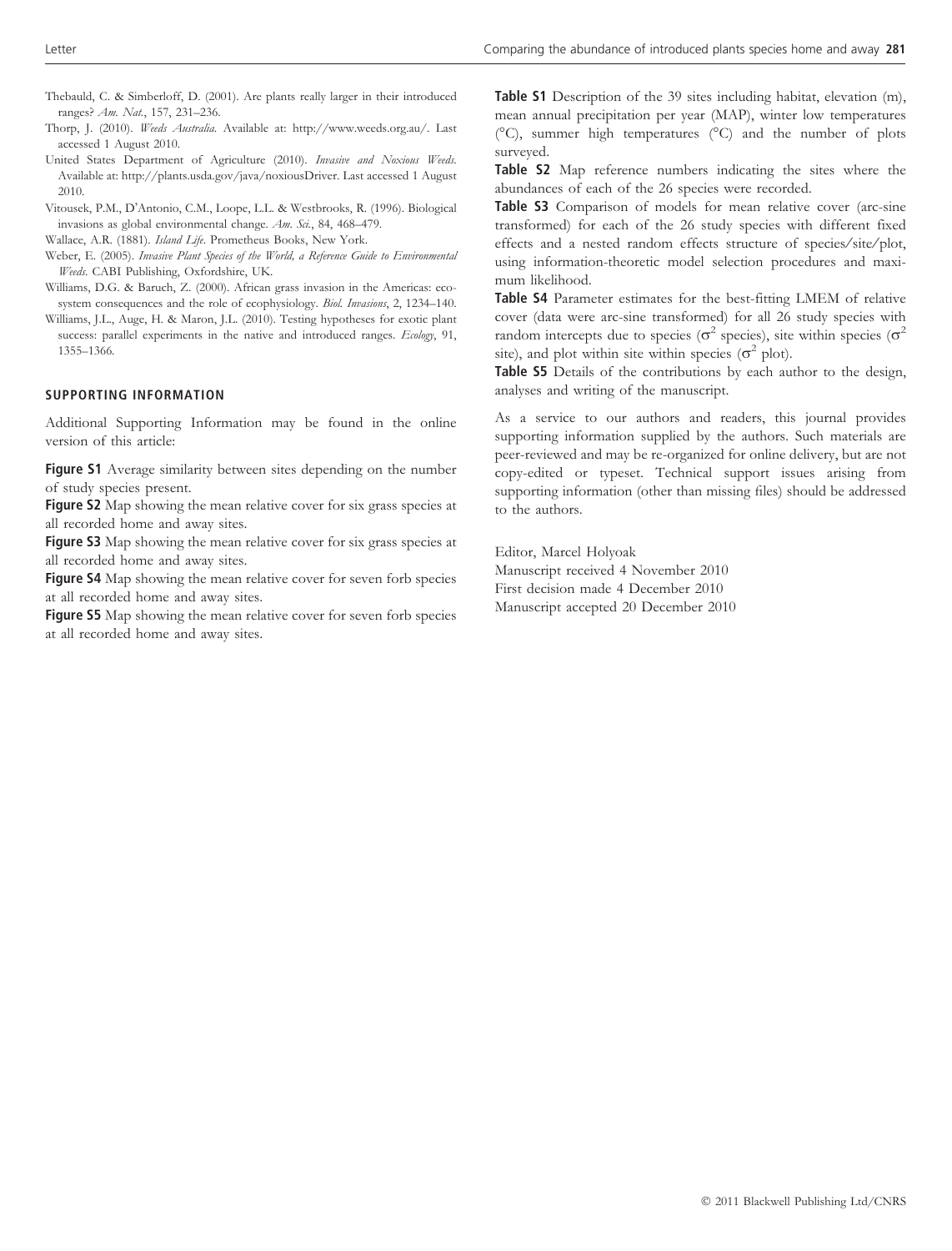Thebauld, C. & Simberloff, D. (2001). Are plants really larger in their introduced ranges? *Am. Nat.*, 157, 231–236.

Thorp, J. (2010). *Weeds Australia.* Available at: http://www.weeds.org.au/. Last accessed 1 August 2010.

United States Department of Agriculture (2010). *Invasive and Noxious Weeds.* Available at: http://plants.usda.gov/java/noxiousDriver. Last accessed 1 August 2010.

Vitousek, P.M., D'Antonio, C.M., Loope, L.L. & Westbrooks, R. (1996). Biological invasions as global environmental change. *Am. Sci.*, 84, 468–479.

Wallace, A.R. (1881). *Island Life.* Prometheus Books, New York.

Weber, E. (2005). *Invasive Plant Species of the World, a Reference Guide to Environmental Weeds.* CABI Publishing, Oxfordshire, UK.

Williams, D.G. & Baruch, Z. (2000). African grass invasion in the Americas: ecosystem consequences and the role of ecophysiology. *Biol. Invasions*, 2, 1234–140.

Williams, J.L., Auge, H. & Maron, J.L. (2010). Testing hypotheses for exotic plant success: parallel experiments in the native and introduced ranges. *Ecology*, 91, 1355–1366.

## SUPPORTING INFORMATION

Additional Supporting Information may be found in the online version of this article:

**Figure S1** Average similarity between sites depending on the number of study species present.

**Figure S2** Map showing the mean relative cover for six grass species at all recorded home and away sites.

**Figure S3** Map showing the mean relative cover for six grass species at all recorded home and away sites.

**Figure S4** Map showing the mean relative cover for seven forb species at all recorded home and away sites.

**Figure S5** Map showing the mean relative cover for seven forb species at all recorded home and away sites.

**Table S1** Description of the 39 sites including habitat, elevation (m), mean annual precipitation per year (MAP), winter low temperatures (°C), summer high temperatures (°C) and the number of plots surveyed.

**Table S2** Map reference numbers indicating the sites where the abundances of each of the 26 species were recorded.

**Table S3** Comparison of models for mean relative cover (arc-sine transformed) for each of the 26 study species with different fixed effects and a nested random effects structure of species/site/plot, using information-theoretic model selection procedures and maximum likelihood.

**Table S4** Parameter estimates for the best-fitting LMEM of relative cover (data were arc-sine transformed) for all 26 study species with random intercepts due to species ($\sigma^2$ species), site within species ($\sigma^2$ site), and plot within site within species ($\sigma^2$ plot).

**Table S5** Details of the contributions by each author to the design, analyses and writing of the manuscript.

As a service to our authors and readers, this journal provides supporting information supplied by the authors. Such materials are peer-reviewed and may be re-organized for online delivery, but are not copy-edited or typeset. Technical support issues arising from supporting information (other than missing files) should be addressed to the authors.

Editor, Marcel Holyoak
Manuscript received 4 November 2010
First decision made 4 December 2010
Manuscript accepted 20 December 2010